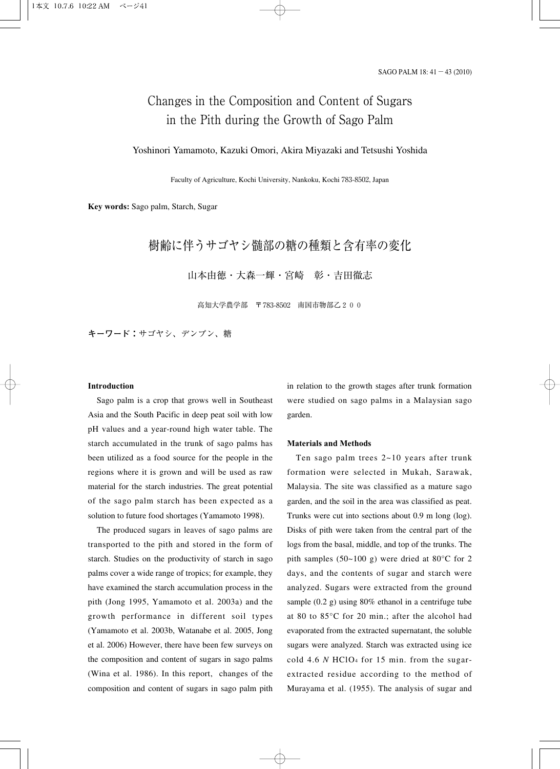# Changes in the Composition and Content of Sugars in the Pith during the Growth of Sago Palm

Yoshinori Yamamoto, Kazuki Omori, Akira Miyazaki and Tetsushi Yoshida

Faculty of Agriculture, Kochi University, Nankoku, Kochi 783-8502, Japan

**Key words:** Sago palm, Starch, Sugar

# 樹齢に伴うサゴヤシ髄部の糖の種類と含有率の変化

山本由徳・大森一輝・宮崎　彰・吉田徹志

高知大学農学部　〒783-8502　南国市物部乙２００

**キーワード：**サゴヤシ、デンプン、糖

## Introduction

Sago palm is a crop that grows well in Southeast Asia and the South Pacific in deep peat soil with low pH values and a year-round high water table. The starch accumulated in the trunk of sago palms has been utilized as a food source for the people in the regions where it is grown and will be used as raw material for the starch industries. The great potential of the sago palm starch has been expected as a solution to future food shortages (Yamamoto 1998).

The produced sugars in leaves of sago palms are transported to the pith and stored in the form of starch. Studies on the productivity of starch in sago palms cover a wide range of tropics; for example, they have examined the starch accumulation process in the pith (Jong 1995, Yamamoto et al. 2003a) and the growth performance in different soil types (Yamamoto et al. 2003b, Watanabe et al. 2005, Jong et al. 2006) However, there have been few surveys on the composition and content of sugars in sago palms (Wina et al. 1986). In this report, changes of the composition and content of sugars in sago palm pith in relation to the growth stages after trunk formation were studied on sago palms in a Malaysian sago garden.

## Materials and Methods

Ten sago palm trees 2~10 years after trunk formation were selected in Mukah, Sarawak, Malaysia. The site was classified as a mature sago garden, and the soil in the area was classified as peat. Trunks were cut into sections about 0.9 m long (log). Disks of pith were taken from the central part of the logs from the basal, middle, and top of the trunks. The pith samples (50~100 g) were dried at 80°C for 2 days, and the contents of sugar and starch were analyzed. Sugars were extracted from the ground sample (0.2 g) using 80% ethanol in a centrifuge tube at 80 to 85°C for 20 min.; after the alcohol had evaporated from the extracted supernatant, the soluble sugars were analyzed. Starch was extracted using ice cold 4.6 *N* $HClO_4$ for 15 min. from the sugar-extracted residue according to the method of Murayama et al. (1955). The analysis of sugar and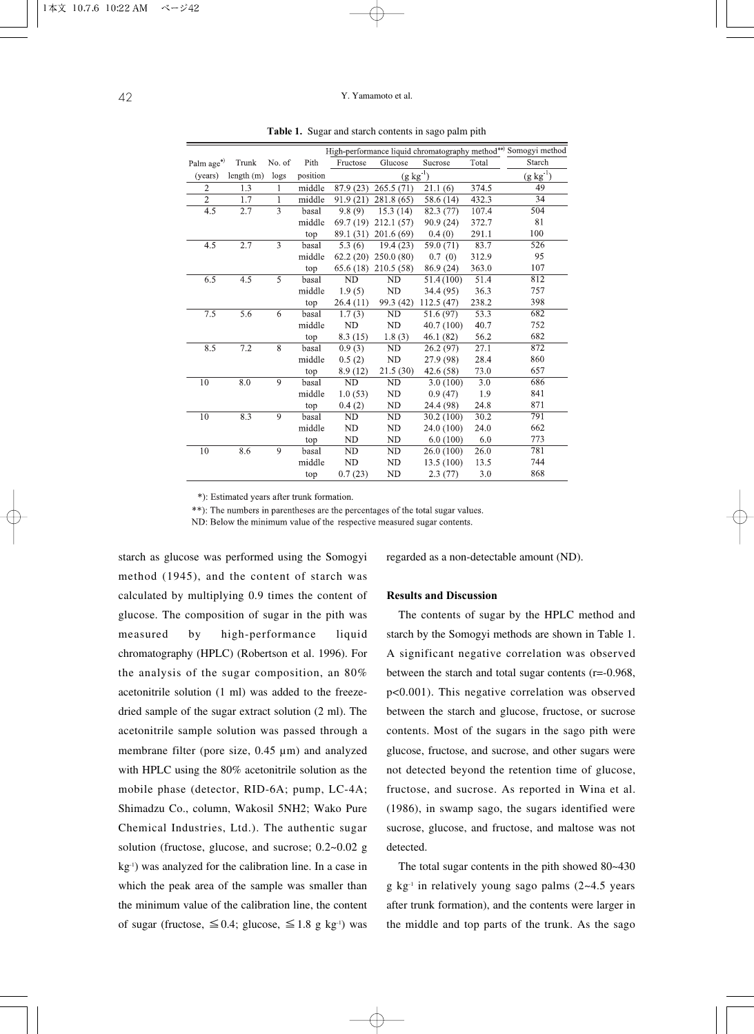**Table 1.** Sugar and starch contents in sago palm pith

| Palm age*) | Trunk | No. of | Pith | High-performance liquid chromatography method**) | | | | Somogyi method |
|---|---|---|---|---|---|---|---|---|
| | | | | Fructose | Glucose | Sucrose | Total | Starch |
| (years) | length (m) | logs | position | (g kg$^{-1}$) | | | | (g kg$^{-1}$) |
| 2 | 1.3 | 1 | middle | 87.9 (23) | 265.5 (71) | 21.1 (6) | 374.5 | 49 |
| 2 | 1.7 | 1 | middle | 91.9 (21) | 281.8 (65) | 58.6 (14) | 432.3 | 34 |
| 4.5 | 2.7 | 3 | basal | 9.8 (9) | 15.3 (14) | 82.3 (77) | 107.4 | 504 |
| | | | middle | 69.7 (19) | 212.1 (57) | 90.9 (24) | 372.7 | 81 |
| | | | top | 89.1 (31) | 201.6 (69) | 0.4 (0) | 291.1 | 100 |
| 4.5 | 2.7 | 3 | basal | 5.3 (6) | 19.4 (23) | 59.0 (71) | 83.7 | 526 |
| | | | middle | 62.2 (20) | 250.0 (80) | 0.7 (0) | 312.9 | 95 |
| | | | top | 65.6 (18) | 210.5 (58) | 86.9 (24) | 363.0 | 107 |
| 6.5 | 4.5 | 5 | basal | ND | ND | 51.4 (100) | 51.4 | 812 |
| | | | middle | 1.9 (5) | ND | 34.4 (95) | 36.3 | 757 |
| | | | top | 26.4 (11) | 99.3 (42) | 112.5 (47) | 238.2 | 398 |
| 7.5 | 5.6 | 6 | basal | 1.7 (3) | ND | 51.6 (97) | 53.3 | 682 |
| | | | middle | ND | ND | 40.7 (100) | 40.7 | 752 |
| | | | top | 8.3 (15) | 1.8 (3) | 46.1 (82) | 56.2 | 682 |
| 8.5 | 7.2 | 8 | basal | 0.9 (3) | ND | 26.2 (97) | 27.1 | 872 |
| | | | middle | 0.5 (2) | ND | 27.9 (98) | 28.4 | 860 |
| | | | top | 8.9 (12) | 21.5 (30) | 42.6 (58) | 73.0 | 657 |
| 10 | 8.0 | 9 | basal | ND | ND | 3.0 (100) | 3.0 | 686 |
| | | | middle | 1.0 (53) | ND | 0.9 (47) | 1.9 | 841 |
| | | | top | 0.4 (2) | ND | 24.4 (98) | 24.8 | 871 |
| 10 | 8.3 | 9 | basal | ND | ND | 30.2 (100) | 30.2 | 791 |
| | | | middle | ND | ND | 24.0 (100) | 24.0 | 662 |
| | | | top | ND | ND | 6.0 (100) | 6.0 | 773 |
| 10 | 8.6 | 9 | basal | ND | ND | 26.0 (100) | 26.0 | 781 |
| | | | middle | ND | ND | 13.5 (100) | 13.5 | 744 |
| | | | top | 0.7 (23) | ND | 2.3 (77) | 3.0 | 868 |

*): Estimated years after trunk formation.
**): The numbers in parentheses are the percentages of the total sugar values.
ND: Below the minimum value of the respective measured sugar contents.

starch as glucose was performed using the Somogyi method (1945), and the content of starch was calculated by multiplying 0.9 times the content of glucose. The composition of sugar in the pith was measured by high-performance liquid chromatography (HPLC) (Robertson et al. 1996). For the analysis of the sugar composition, an 80% acetonitrile solution (1 ml) was added to the freeze-dried sample of the sugar extract solution (2 ml). The acetonitrile sample solution was passed through a membrane filter (pore size, 0.45 μm) and analyzed with HPLC using the 80% acetonitrile solution as the mobile phase (detector, RID-6A; pump, LC-4A; Shimadzu Co., column, Wakosil 5NH2; Wako Pure Chemical Industries, Ltd.). The authentic sugar solution (fructose, glucose, and sucrose; 0.2~0.02 g kg$^{-1}$) was analyzed for the calibration line. In a case in which the peak area of the sample was smaller than the minimum value of the calibration line, the content of sugar (fructose, ≦0.4; glucose, ≦1.8 g kg$^{-1}$) was regarded as a non-detectable amount (ND).

## Results and Discussion

The contents of sugar by the HPLC method and starch by the Somogyi methods are shown in Table 1. A significant negative correlation was observed between the starch and total sugar contents ($r=-0.968$, $p<0.001$). This negative correlation was observed between the starch and glucose, fructose, or sucrose contents. Most of the sugars in the sago pith were glucose, fructose, and sucrose, and other sugars were not detected beyond the retention time of glucose, fructose, and sucrose. As reported in Wina et al. (1986), in swamp sago, the sugars identified were sucrose, glucose, and fructose, and maltose was not detected.

The total sugar contents in the pith showed 80~430 g kg$^{-1}$ in relatively young sago palms (2~4.5 years after trunk formation), and the contents were larger in the middle and top parts of the trunk. As the sago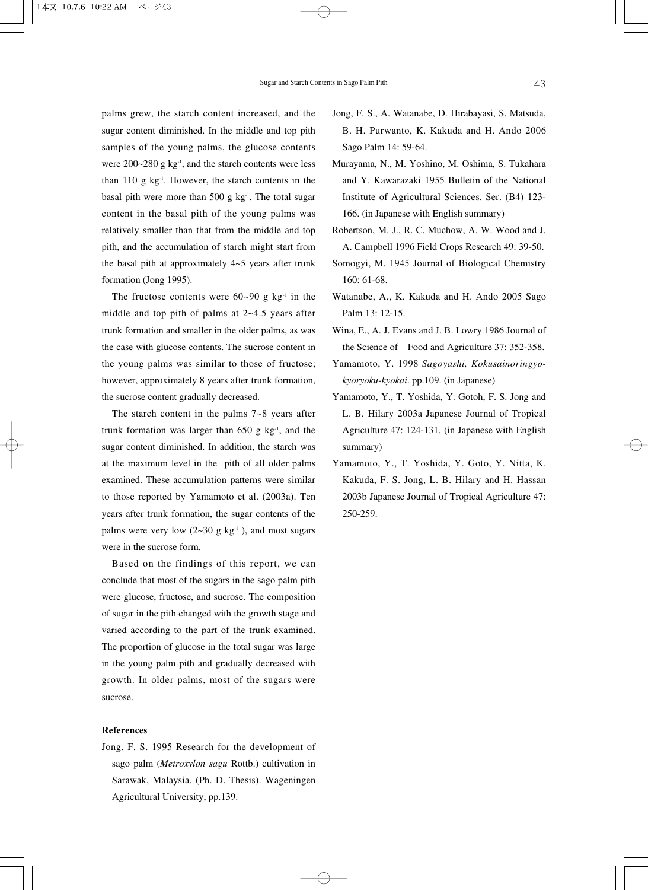palms grew, the starch content increased, and the sugar content diminished. In the middle and top pith samples of the young palms, the glucose contents were 200~280 g $kg^{-1}$, and the starch contents were less than 110 g $kg^{-1}$. However, the starch contents in the basal pith were more than 500 g $kg^{-1}$. The total sugar content in the basal pith of the young palms was relatively smaller than that from the middle and top pith, and the accumulation of starch might start from the basal pith at approximately 4~5 years after trunk formation (Jong 1995).

The fructose contents were 60~90 g $kg^{-1}$ in the middle and top pith of palms at 2~4.5 years after trunk formation and smaller in the older palms, as was the case with glucose contents. The sucrose content in the young palms was similar to those of fructose; however, approximately 8 years after trunk formation, the sucrose content gradually decreased.

The starch content in the palms 7~8 years after trunk formation was larger than 650 g $kg^{-1}$, and the sugar content diminished. In addition, the starch was at the maximum level in the pith of all older palms examined. These accumulation patterns were similar to those reported by Yamamoto et al. (2003a). Ten years after trunk formation, the sugar contents of the palms were very low (2~30 g $kg^{-1}$ ), and most sugars were in the sucrose form.

Based on the findings of this report, we can conclude that most of the sugars in the sago palm pith were glucose, fructose, and sucrose. The composition of sugar in the pith changed with the growth stage and varied according to the part of the trunk examined. The proportion of glucose in the total sugar was large in the young palm pith and gradually decreased with growth. In older palms, most of the sugars were sucrose.

**References**

Jong, F. S. 1995 Research for the development of sago palm (*Metroxylon sagu* Rottb.) cultivation in Sarawak, Malaysia. (Ph. D. Thesis). Wageningen Agricultural University, pp.139.

Jong, F. S., A. Watanabe, D. Hirabayasi, S. Matsuda, B. H. Purwanto, K. Kakuda and H. Ando 2006 Sago Palm 14: 59-64.

Murayama, N., M. Yoshino, M. Oshima, S. Tukahara and Y. Kawarazaki 1955 Bulletin of the National Institute of Agricultural Sciences. Ser. (B4) 123-166. (in Japanese with English summary)

Robertson, M. J., R. C. Muchow, A. W. Wood and J. A. Campbell 1996 Field Crops Research 49: 39-50.

Somogyi, M. 1945 Journal of Biological Chemistry 160: 61-68.

Watanabe, A., K. Kakuda and H. Ando 2005 Sago Palm 13: 12-15.

Wina, E., A. J. Evans and J. B. Lowry 1986 Journal of the Science of Food and Agriculture 37: 352-358.

Yamamoto, Y. 1998 *Sagoyashi, Kokusainoringyo-kyoryoku-kyokai*. pp.109. (in Japanese)

Yamamoto, Y., T. Yoshida, Y. Gotoh, F. S. Jong and L. B. Hilary 2003a Japanese Journal of Tropical Agriculture 47: 124-131. (in Japanese with English summary)

Yamamoto, Y., T. Yoshida, Y. Goto, Y. Nitta, K. Kakuda, F. S. Jong, L. B. Hilary and H. Hassan 2003b Japanese Journal of Tropical Agriculture 47: 250-259.